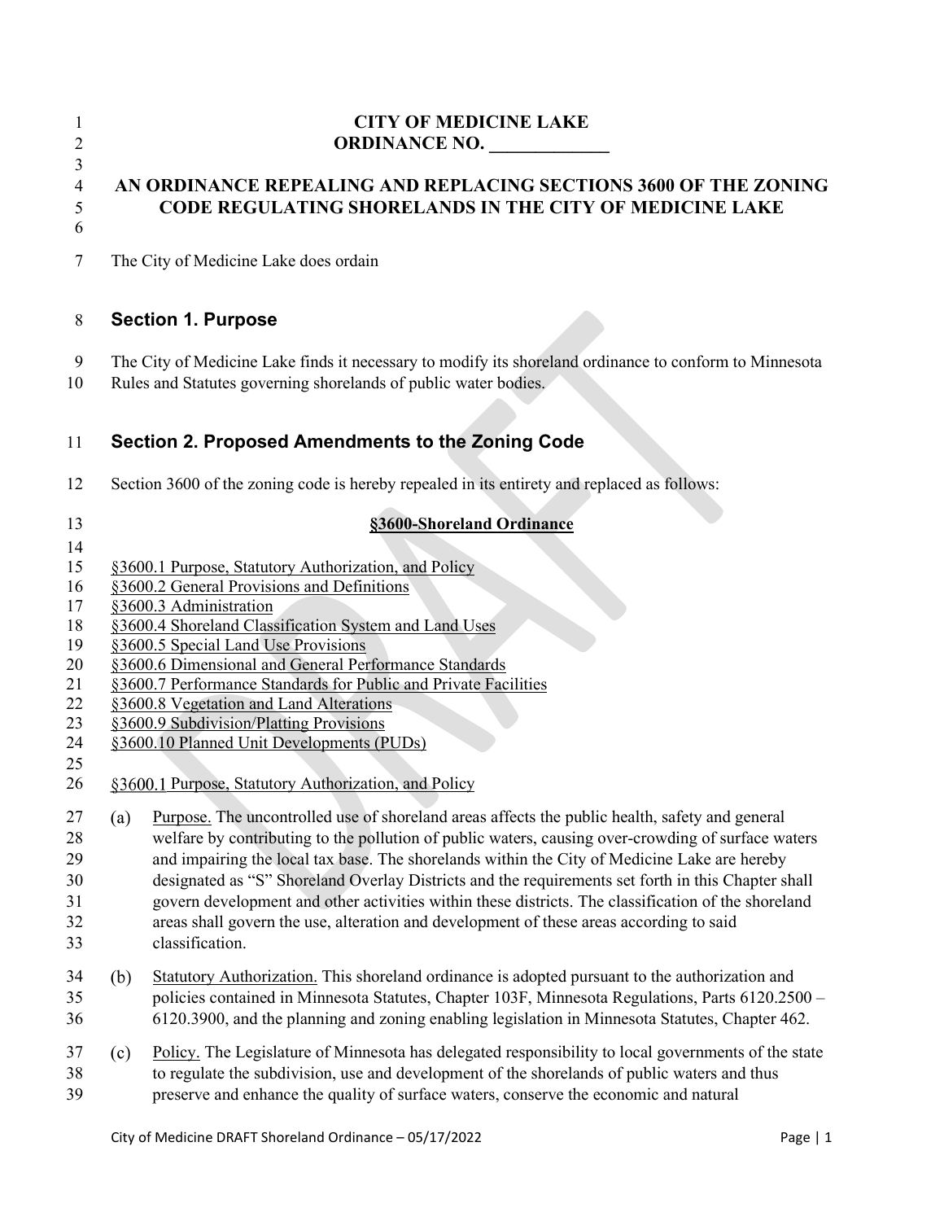**CITY OF MEDICINE LAKE**
**ORDINANCE NO. _____________**

**AN ORDINANCE REPEALING AND REPLACING SECTIONS 3600 OF THE ZONING CODE REGULATING SHORELANDS IN THE CITY OF MEDICINE LAKE**

The City of Medicine Lake does ordain

## Section 1. Purpose

The City of Medicine Lake finds it necessary to modify its shoreland ordinance to conform to Minnesota Rules and Statutes governing shorelands of public water bodies.

## Section 2. Proposed Amendments to the Zoning Code

Section 3600 of the zoning code is hereby repealed in its entirety and replaced as follows:

**§3600-Shoreland Ordinance**

§3600.1 Purpose, Statutory Authorization, and Policy
§3600.2 General Provisions and Definitions
§3600.3 Administration
§3600.4 Shoreland Classification System and Land Uses
§3600.5 Special Land Use Provisions
§3600.6 Dimensional and General Performance Standards
§3600.7 Performance Standards for Public and Private Facilities
§3600.8 Vegetation and Land Alterations
§3600.9 Subdivision/Platting Provisions
§3600.10 Planned Unit Developments (PUDs)

§3600.1 Purpose, Statutory Authorization, and Policy

(a) Purpose. The uncontrolled use of shoreland areas affects the public health, safety and general welfare by contributing to the pollution of public waters, causing over-crowding of surface waters and impairing the local tax base. The shorelands within the City of Medicine Lake are hereby designated as "S" Shoreland Overlay Districts and the requirements set forth in this Chapter shall govern development and other activities within these districts. The classification of the shoreland areas shall govern the use, alteration and development of these areas according to said classification.

(b) Statutory Authorization. This shoreland ordinance is adopted pursuant to the authorization and policies contained in Minnesota Statutes, Chapter 103F, Minnesota Regulations, Parts 6120.2500 – 6120.3900, and the planning and zoning enabling legislation in Minnesota Statutes, Chapter 462.

(c) Policy. The Legislature of Minnesota has delegated responsibility to local governments of the state to regulate the subdivision, use and development of the shorelands of public waters and thus preserve and enhance the quality of surface waters, conserve the economic and natural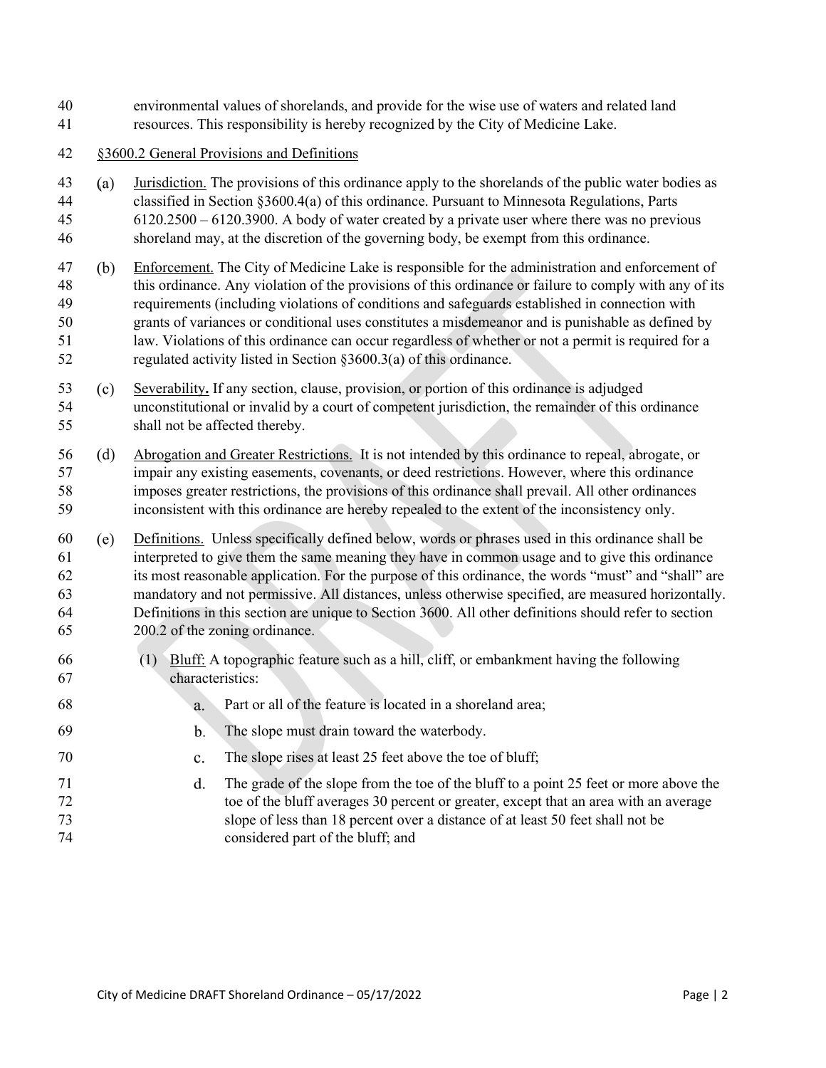environmental values of shorelands, and provide for the wise use of waters and related land resources. This responsibility is hereby recognized by the City of Medicine Lake.

§3600.2 General Provisions and Definitions

(a) Jurisdiction. The provisions of this ordinance apply to the shorelands of the public water bodies as classified in Section §3600.4(a) of this ordinance. Pursuant to Minnesota Regulations, Parts 6120.2500 – 6120.3900. A body of water created by a private user where there was no previous shoreland may, at the discretion of the governing body, be exempt from this ordinance.

(b) Enforcement. The City of Medicine Lake is responsible for the administration and enforcement of this ordinance. Any violation of the provisions of this ordinance or failure to comply with any of its requirements (including violations of conditions and safeguards established in connection with grants of variances or conditional uses constitutes a misdemeanor and is punishable as defined by law. Violations of this ordinance can occur regardless of whether or not a permit is required for a regulated activity listed in Section §3600.3(a) of this ordinance.

(c) Severability**.** If any section, clause, provision, or portion of this ordinance is adjudged unconstitutional or invalid by a court of competent jurisdiction, the remainder of this ordinance shall not be affected thereby.

(d) Abrogation and Greater Restrictions. It is not intended by this ordinance to repeal, abrogate, or impair any existing easements, covenants, or deed restrictions. However, where this ordinance imposes greater restrictions, the provisions of this ordinance shall prevail. All other ordinances inconsistent with this ordinance are hereby repealed to the extent of the inconsistency only.

(e) Definitions. Unless specifically defined below, words or phrases used in this ordinance shall be interpreted to give them the same meaning they have in common usage and to give this ordinance its most reasonable application. For the purpose of this ordinance, the words "must" and "shall" are mandatory and not permissive. All distances, unless otherwise specified, are measured horizontally. Definitions in this section are unique to Section 3600. All other definitions should refer to section 200.2 of the zoning ordinance.

(1) Bluff: A topographic feature such as a hill, cliff, or embankment having the following characteristics:

a. Part or all of the feature is located in a shoreland area;

b. The slope must drain toward the waterbody.

c. The slope rises at least 25 feet above the toe of bluff;

d. The grade of the slope from the toe of the bluff to a point 25 feet or more above the toe of the bluff averages 30 percent or greater, except that an area with an average slope of less than 18 percent over a distance of at least 50 feet shall not be considered part of the bluff; and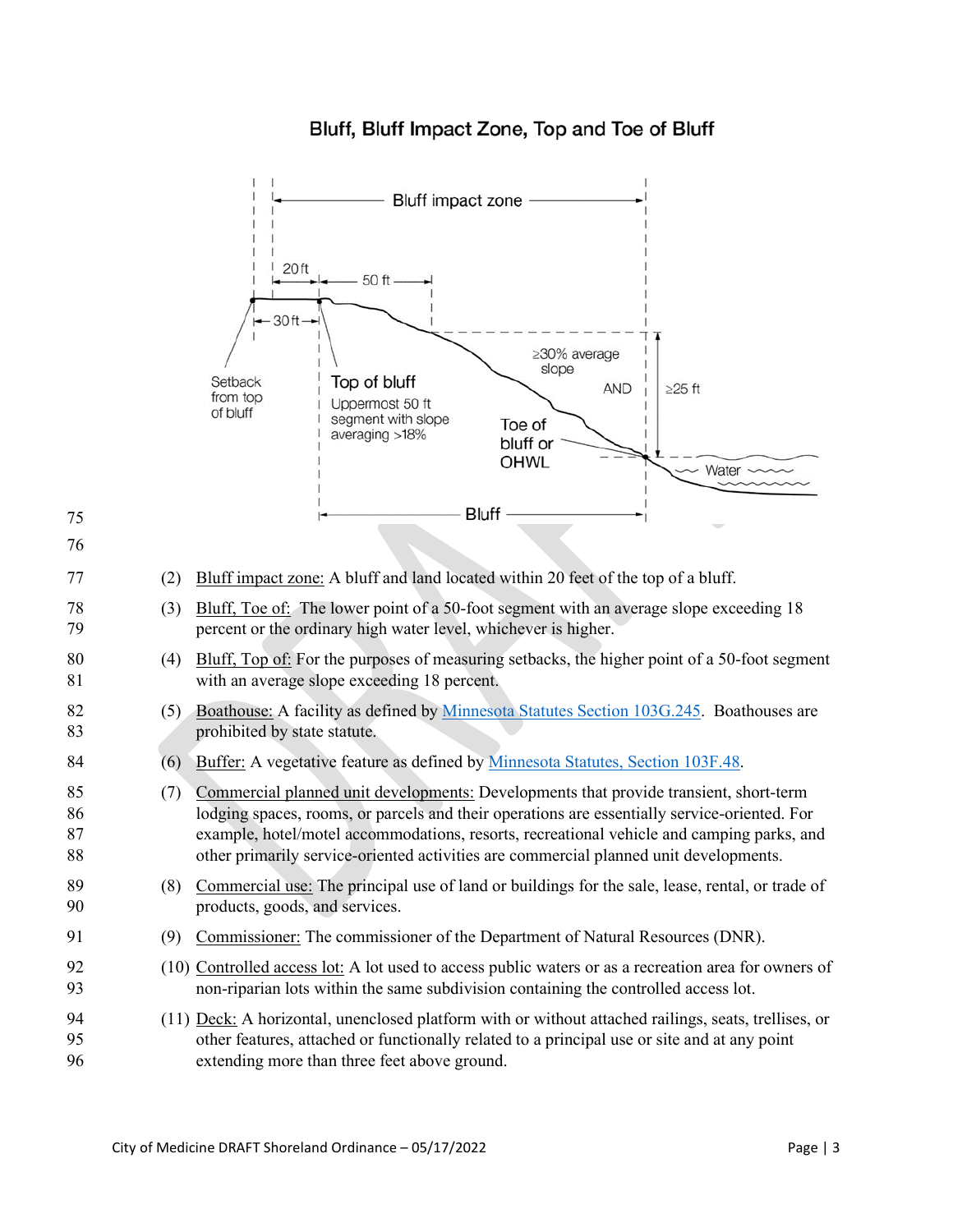## Bluff, Bluff Impact Zone, Top and Toe of Bluff

(2) Bluff impact zone: A bluff and land located within 20 feet of the top of a bluff.

(3) Bluff, Toe of: The lower point of a 50-foot segment with an average slope exceeding 18 percent or the ordinary high water level, whichever is higher.

(4) Bluff, Top of: For the purposes of measuring setbacks, the higher point of a 50-foot segment with an average slope exceeding 18 percent.

(5) Boathouse: A facility as defined by Minnesota Statutes Section 103G.245. Boathouses are prohibited by state statute.

(6) Buffer: A vegetative feature as defined by Minnesota Statutes, Section 103F.48.

(7) Commercial planned unit developments: Developments that provide transient, short-term lodging spaces, rooms, or parcels and their operations are essentially service-oriented. For example, hotel/motel accommodations, resorts, recreational vehicle and camping parks, and other primarily service-oriented activities are commercial planned unit developments.

(8) Commercial use: The principal use of land or buildings for the sale, lease, rental, or trade of products, goods, and services.

(9) Commissioner: The commissioner of the Department of Natural Resources (DNR).

(10) Controlled access lot: A lot used to access public waters or as a recreation area for owners of non-riparian lots within the same subdivision containing the controlled access lot.

(11) Deck: A horizontal, unenclosed platform with or without attached railings, seats, trellises, or other features, attached or functionally related to a principal use or site and at any point extending more than three feet above ground.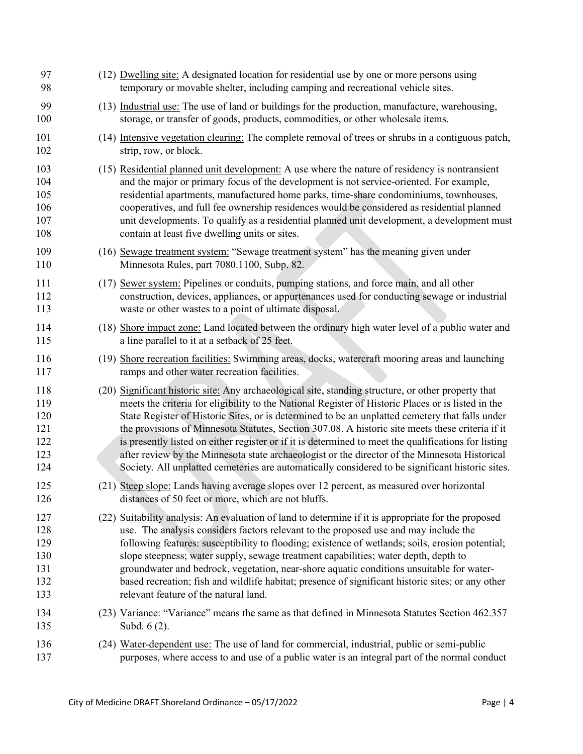(12) Dwelling site: A designated location for residential use by one or more persons using temporary or movable shelter, including camping and recreational vehicle sites.

(13) Industrial use: The use of land or buildings for the production, manufacture, warehousing, storage, or transfer of goods, products, commodities, or other wholesale items.

(14) Intensive vegetation clearing: The complete removal of trees or shrubs in a contiguous patch, strip, row, or block.

(15) Residential planned unit development: A use where the nature of residency is nontransient and the major or primary focus of the development is not service-oriented. For example, residential apartments, manufactured home parks, time-share condominiums, townhouses, cooperatives, and full fee ownership residences would be considered as residential planned unit developments. To qualify as a residential planned unit development, a development must contain at least five dwelling units or sites.

(16) Sewage treatment system: "Sewage treatment system" has the meaning given under Minnesota Rules, part 7080.1100, Subp. 82.

(17) Sewer system: Pipelines or conduits, pumping stations, and force main, and all other construction, devices, appliances, or appurtenances used for conducting sewage or industrial waste or other wastes to a point of ultimate disposal.

(18) Shore impact zone: Land located between the ordinary high water level of a public water and a line parallel to it at a setback of 25 feet.

(19) Shore recreation facilities: Swimming areas, docks, watercraft mooring areas and launching ramps and other water recreation facilities.

(20) Significant historic site: Any archaeological site, standing structure, or other property that meets the criteria for eligibility to the National Register of Historic Places or is listed in the State Register of Historic Sites, or is determined to be an unplatted cemetery that falls under the provisions of Minnesota Statutes, Section 307.08. A historic site meets these criteria if it is presently listed on either register or if it is determined to meet the qualifications for listing after review by the Minnesota state archaeologist or the director of the Minnesota Historical Society. All unplatted cemeteries are automatically considered to be significant historic sites.

(21) Steep slope: Lands having average slopes over 12 percent, as measured over horizontal distances of 50 feet or more, which are not bluffs.

(22) Suitability analysis: An evaluation of land to determine if it is appropriate for the proposed use. The analysis considers factors relevant to the proposed use and may include the following features: susceptibility to flooding; existence of wetlands; soils, erosion potential; slope steepness; water supply, sewage treatment capabilities; water depth, depth to groundwater and bedrock, vegetation, near-shore aquatic conditions unsuitable for water-based recreation; fish and wildlife habitat; presence of significant historic sites; or any other relevant feature of the natural land.

(23) Variance: "Variance" means the same as that defined in Minnesota Statutes Section 462.357 Subd. 6 (2).

(24) Water-dependent use: The use of land for commercial, industrial, public or semi-public purposes, where access to and use of a public water is an integral part of the normal conduct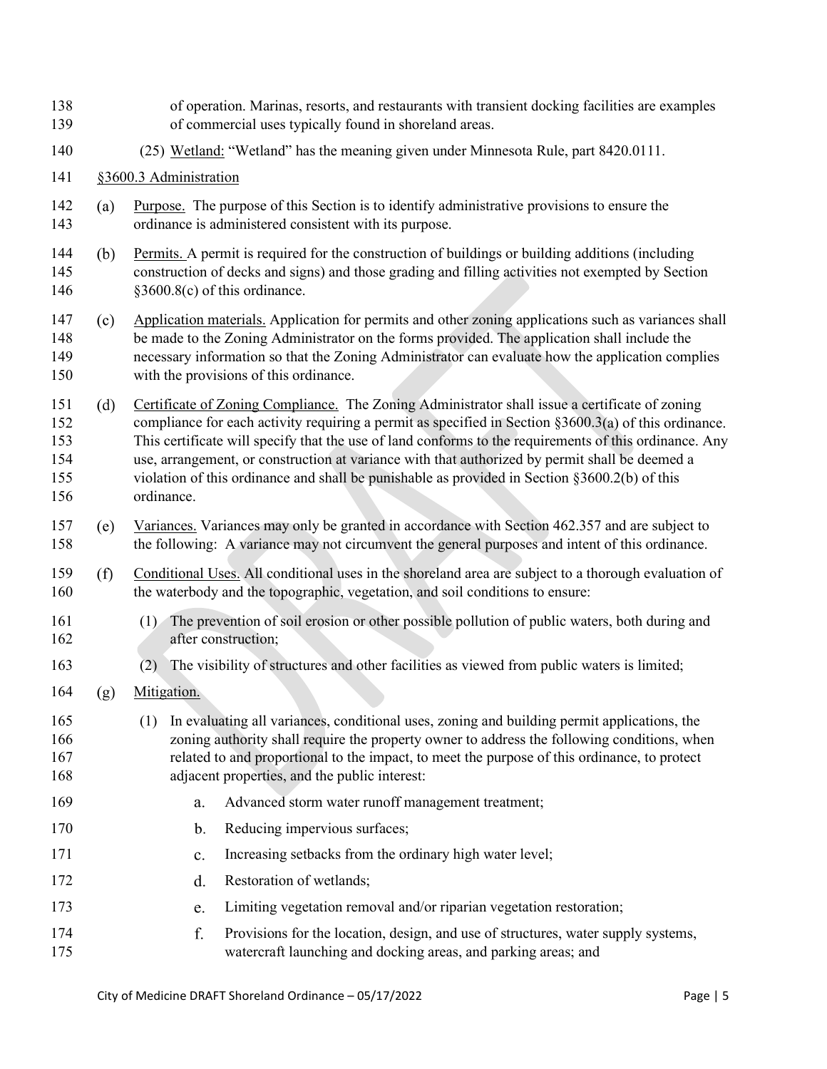of operation. Marinas, resorts, and restaurants with transient docking facilities are examples of commercial uses typically found in shoreland areas.

(25) Wetland: "Wetland" has the meaning given under Minnesota Rule, part 8420.0111.

## §3600.3 Administration

(a) Purpose. The purpose of this Section is to identify administrative provisions to ensure the ordinance is administered consistent with its purpose.

(b) Permits. A permit is required for the construction of buildings or building additions (including construction of decks and signs) and those grading and filling activities not exempted by Section §3600.8(c) of this ordinance.

(c) Application materials. Application for permits and other zoning applications such as variances shall be made to the Zoning Administrator on the forms provided. The application shall include the necessary information so that the Zoning Administrator can evaluate how the application complies with the provisions of this ordinance.

(d) Certificate of Zoning Compliance. The Zoning Administrator shall issue a certificate of zoning compliance for each activity requiring a permit as specified in Section §3600.3(a) of this ordinance. This certificate will specify that the use of land conforms to the requirements of this ordinance. Any use, arrangement, or construction at variance with that authorized by permit shall be deemed a violation of this ordinance and shall be punishable as provided in Section §3600.2(b) of this ordinance.

(e) Variances. Variances may only be granted in accordance with Section 462.357 and are subject to the following: A variance may not circumvent the general purposes and intent of this ordinance.

(f) Conditional Uses. All conditional uses in the shoreland area are subject to a thorough evaluation of the waterbody and the topographic, vegetation, and soil conditions to ensure:

(1) The prevention of soil erosion or other possible pollution of public waters, both during and after construction;

(2) The visibility of structures and other facilities as viewed from public waters is limited;

(g) Mitigation.

(1) In evaluating all variances, conditional uses, zoning and building permit applications, the zoning authority shall require the property owner to address the following conditions, when related to and proportional to the impact, to meet the purpose of this ordinance, to protect adjacent properties, and the public interest:

a. Advanced storm water runoff management treatment;

b. Reducing impervious surfaces;

c. Increasing setbacks from the ordinary high water level;

d. Restoration of wetlands;

e. Limiting vegetation removal and/or riparian vegetation restoration;

f. Provisions for the location, design, and use of structures, water supply systems, watercraft launching and docking areas, and parking areas; and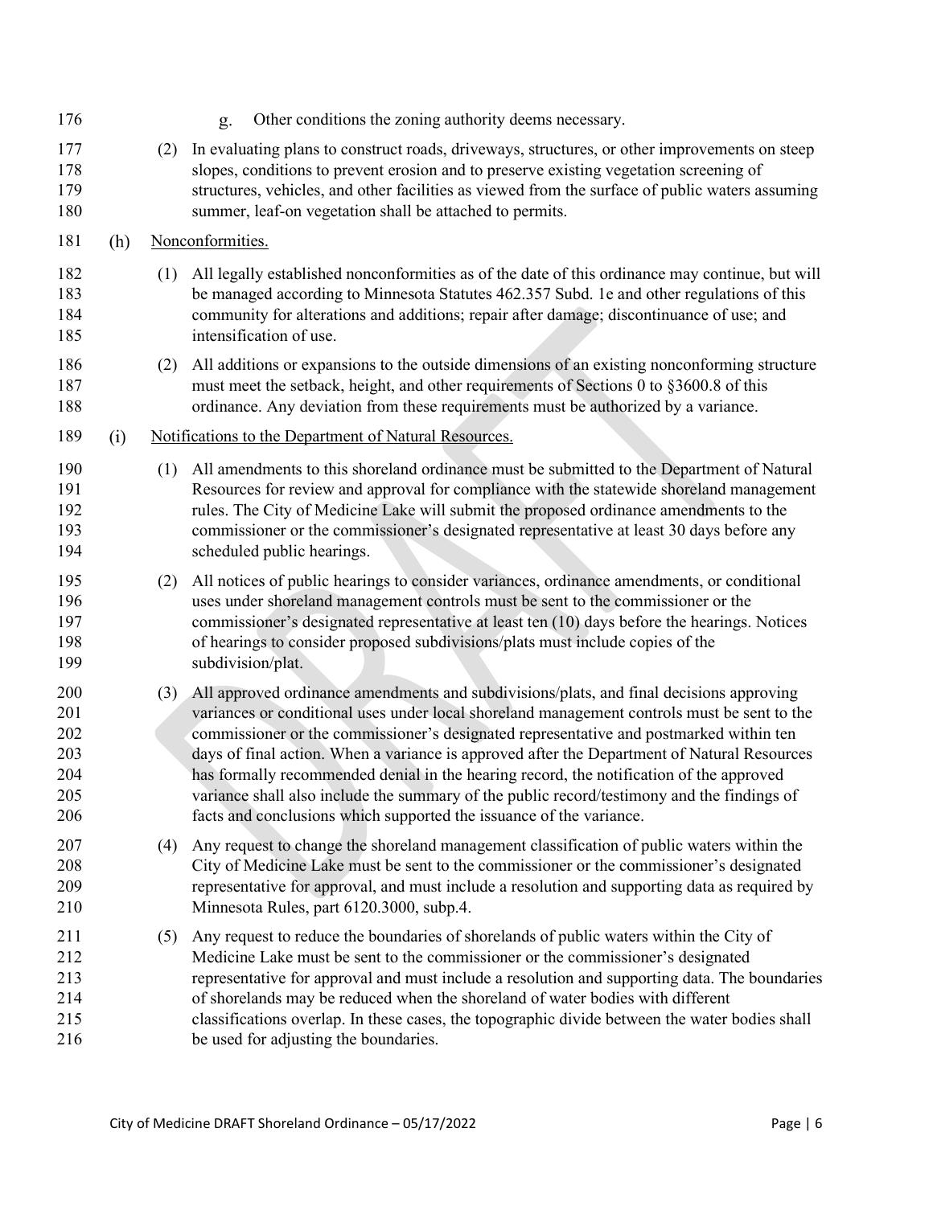g. Other conditions the zoning authority deems necessary.

(2) In evaluating plans to construct roads, driveways, structures, or other improvements on steep slopes, conditions to prevent erosion and to preserve existing vegetation screening of structures, vehicles, and other facilities as viewed from the surface of public waters assuming summer, leaf-on vegetation shall be attached to permits.

(h) Nonconformities.

(1) All legally established nonconformities as of the date of this ordinance may continue, but will be managed according to Minnesota Statutes 462.357 Subd. 1e and other regulations of this community for alterations and additions; repair after damage; discontinuance of use; and intensification of use.

(2) All additions or expansions to the outside dimensions of an existing nonconforming structure must meet the setback, height, and other requirements of Sections 0 to §3600.8 of this ordinance. Any deviation from these requirements must be authorized by a variance.

(i) Notifications to the Department of Natural Resources.

(1) All amendments to this shoreland ordinance must be submitted to the Department of Natural Resources for review and approval for compliance with the statewide shoreland management rules. The City of Medicine Lake will submit the proposed ordinance amendments to the commissioner or the commissioner's designated representative at least 30 days before any scheduled public hearings.

(2) All notices of public hearings to consider variances, ordinance amendments, or conditional uses under shoreland management controls must be sent to the commissioner or the commissioner's designated representative at least ten (10) days before the hearings. Notices of hearings to consider proposed subdivisions/plats must include copies of the subdivision/plat.

(3) All approved ordinance amendments and subdivisions/plats, and final decisions approving variances or conditional uses under local shoreland management controls must be sent to the commissioner or the commissioner's designated representative and postmarked within ten days of final action. When a variance is approved after the Department of Natural Resources has formally recommended denial in the hearing record, the notification of the approved variance shall also include the summary of the public record/testimony and the findings of facts and conclusions which supported the issuance of the variance.

(4) Any request to change the shoreland management classification of public waters within the City of Medicine Lake must be sent to the commissioner or the commissioner's designated representative for approval, and must include a resolution and supporting data as required by Minnesota Rules, part 6120.3000, subp.4.

(5) Any request to reduce the boundaries of shorelands of public waters within the City of Medicine Lake must be sent to the commissioner or the commissioner's designated representative for approval and must include a resolution and supporting data. The boundaries of shorelands may be reduced when the shoreland of water bodies with different classifications overlap. In these cases, the topographic divide between the water bodies shall be used for adjusting the boundaries.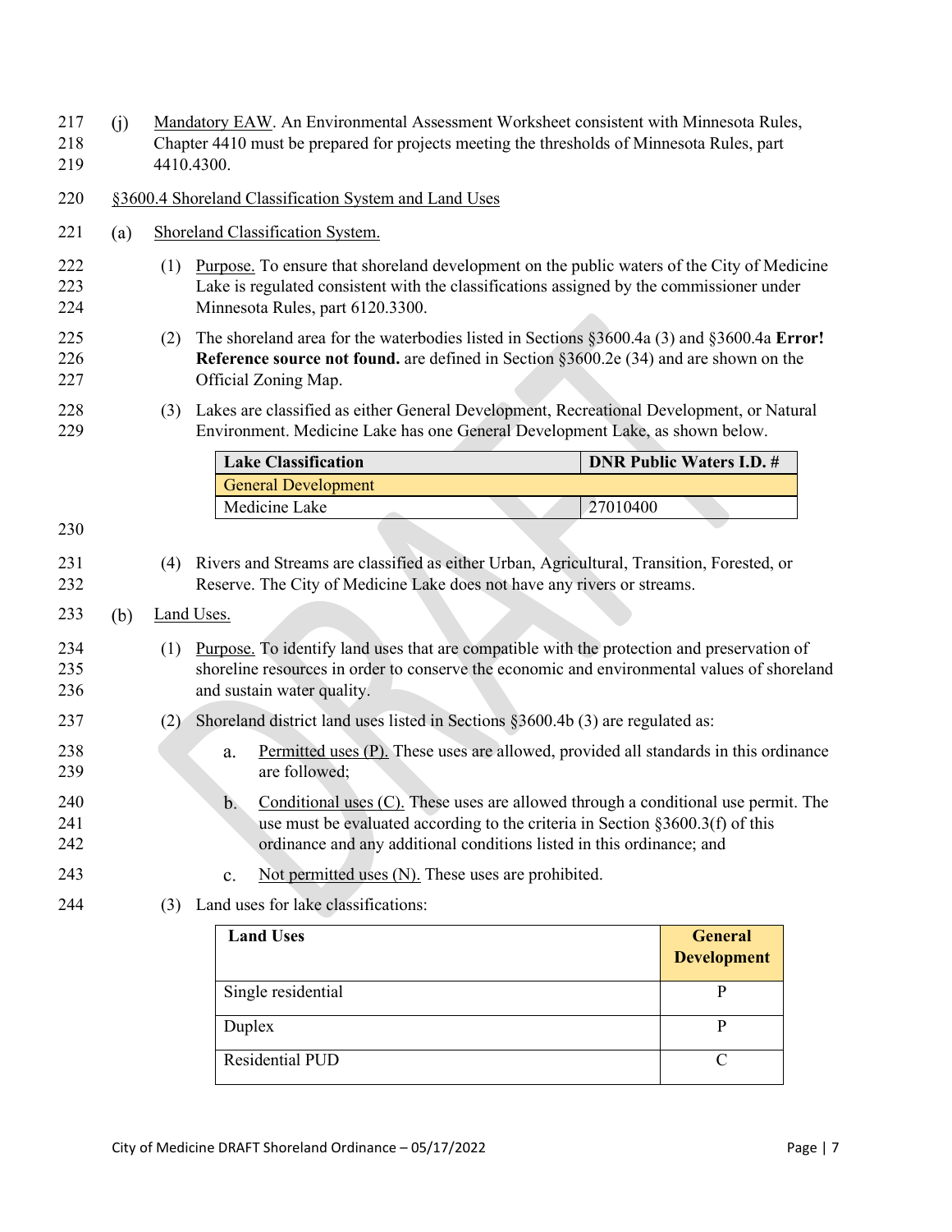(j) Mandatory EAW. An Environmental Assessment Worksheet consistent with Minnesota Rules, Chapter 4410 must be prepared for projects meeting the thresholds of Minnesota Rules, part 4410.4300.

## §3600.4 Shoreland Classification System and Land Uses

(a) Shoreland Classification System.

(1) Purpose. To ensure that shoreland development on the public waters of the City of Medicine Lake is regulated consistent with the classifications assigned by the commissioner under Minnesota Rules, part 6120.3300.

(2) The shoreland area for the waterbodies listed in Sections §3600.4a (3) and §3600.4a **Error! Reference source not found.** are defined in Section §3600.2e (34) and are shown on the Official Zoning Map.

(3) Lakes are classified as either General Development, Recreational Development, or Natural Environment. Medicine Lake has one General Development Lake, as shown below.

| Lake Classification | DNR Public Waters I.D. # |
|---|---|
| General Development | |
| Medicine Lake | 27010400 |

(4) Rivers and Streams are classified as either Urban, Agricultural, Transition, Forested, or Reserve. The City of Medicine Lake does not have any rivers or streams.

(b) Land Uses.

(1) Purpose. To identify land uses that are compatible with the protection and preservation of shoreline resources in order to conserve the economic and environmental values of shoreland and sustain water quality.

(2) Shoreland district land uses listed in Sections §3600.4b (3) are regulated as:

a. Permitted uses (P). These uses are allowed, provided all standards in this ordinance are followed;

b. Conditional uses (C). These uses are allowed through a conditional use permit. The use must be evaluated according to the criteria in Section §3600.3(f) of this ordinance and any additional conditions listed in this ordinance; and

c. Not permitted uses (N). These uses are prohibited.

(3) Land uses for lake classifications:

| Land Uses | General Development |
|---|---|
| Single residential | P |
| Duplex | P |
| Residential PUD | C |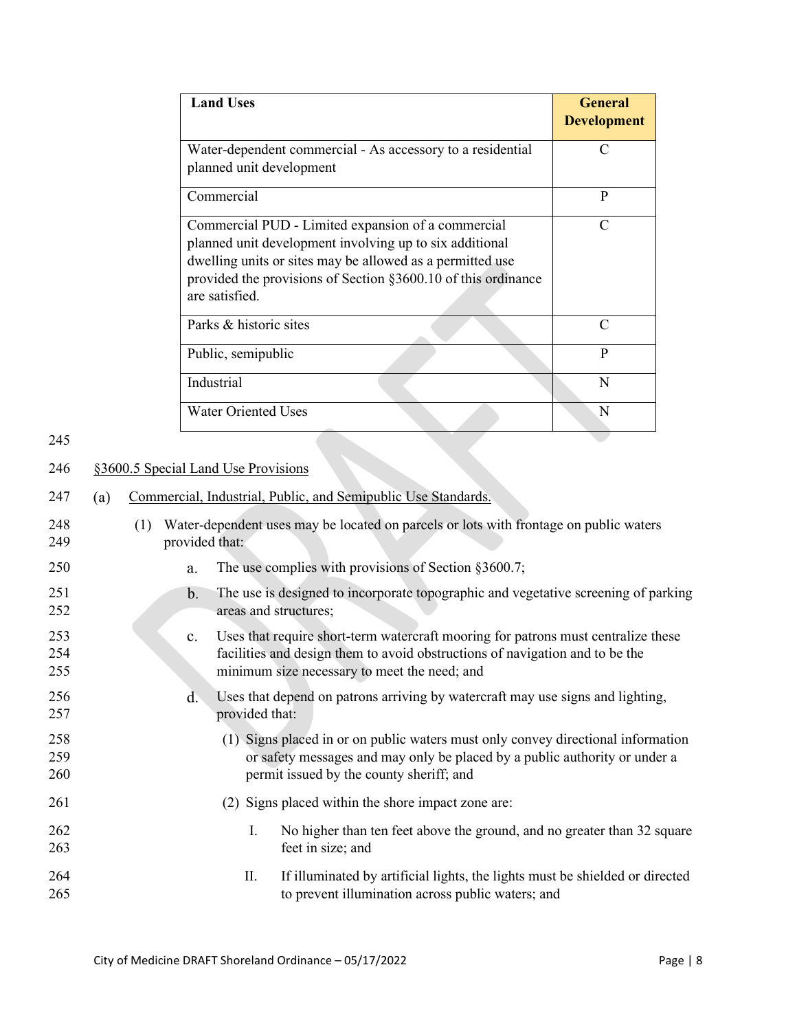| Land Uses | General Development |
|---|---|
| Water-dependent commercial - As accessory to a residential planned unit development | C |
| Commercial | P |
| Commercial PUD - Limited expansion of a commercial planned unit development involving up to six additional dwelling units or sites may be allowed as a permitted use provided the provisions of Section §3600.10 of this ordinance are satisfied. | C |
| Parks & historic sites | C |
| Public, semipublic | P |
| Industrial | N |
| Water Oriented Uses | N |

§3600.5 Special Land Use Provisions

(a) Commercial, Industrial, Public, and Semipublic Use Standards.

(1) Water-dependent uses may be located on parcels or lots with frontage on public waters provided that:

a. The use complies with provisions of Section §3600.7;

b. The use is designed to incorporate topographic and vegetative screening of parking areas and structures;

c. Uses that require short-term watercraft mooring for patrons must centralize these facilities and design them to avoid obstructions of navigation and to be the minimum size necessary to meet the need; and

d. Uses that depend on patrons arriving by watercraft may use signs and lighting, provided that:

(1) Signs placed in or on public waters must only convey directional information or safety messages and may only be placed by a public authority or under a permit issued by the county sheriff; and

(2) Signs placed within the shore impact zone are:

I. No higher than ten feet above the ground, and no greater than 32 square feet in size; and

II. If illuminated by artificial lights, the lights must be shielded or directed to prevent illumination across public waters; and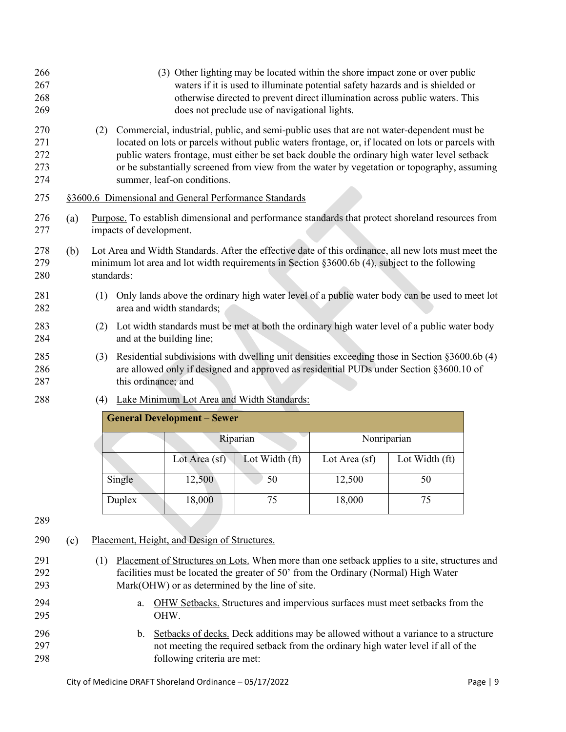(3) Other lighting may be located within the shore impact zone or over public waters if it is used to illuminate potential safety hazards and is shielded or otherwise directed to prevent direct illumination across public waters. This does not preclude use of navigational lights.

(2) Commercial, industrial, public, and semi-public uses that are not water-dependent must be located on lots or parcels without public waters frontage, or, if located on lots or parcels with public waters frontage, must either be set back double the ordinary high water level setback or be substantially screened from view from the water by vegetation or topography, assuming summer, leaf-on conditions.

## §3600.6 Dimensional and General Performance Standards

(a) Purpose. To establish dimensional and performance standards that protect shoreland resources from impacts of development.

(b) Lot Area and Width Standards. After the effective date of this ordinance, all new lots must meet the minimum lot area and lot width requirements in Section §3600.6b (4), subject to the following standards:

(1) Only lands above the ordinary high water level of a public water body can be used to meet lot area and width standards;

(2) Lot width standards must be met at both the ordinary high water level of a public water body and at the building line;

(3) Residential subdivisions with dwelling unit densities exceeding those in Section §3600.6b (4) are allowed only if designed and approved as residential PUDs under Section §3600.10 of this ordinance; and

(4) Lake Minimum Lot Area and Width Standards:

| **General Development – Sewer** | | | | |
|---|---|---|---|---|
| | Riparian | | Nonriparian | |
| | Lot Area (sf) | Lot Width (ft) | Lot Area (sf) | Lot Width (ft) |
| Single | 12,500 | 50 | 12,500 | 50 |
| Duplex | 18,000 | 75 | 18,000 | 75 |

(c) Placement, Height, and Design of Structures.

(1) Placement of Structures on Lots. When more than one setback applies to a site, structures and facilities must be located the greater of 50' from the Ordinary (Normal) High Water Mark(OHW) or as determined by the line of site.

a. OHW Setbacks. Structures and impervious surfaces must meet setbacks from the OHW.

b. Setbacks of decks. Deck additions may be allowed without a variance to a structure not meeting the required setback from the ordinary high water level if all of the following criteria are met: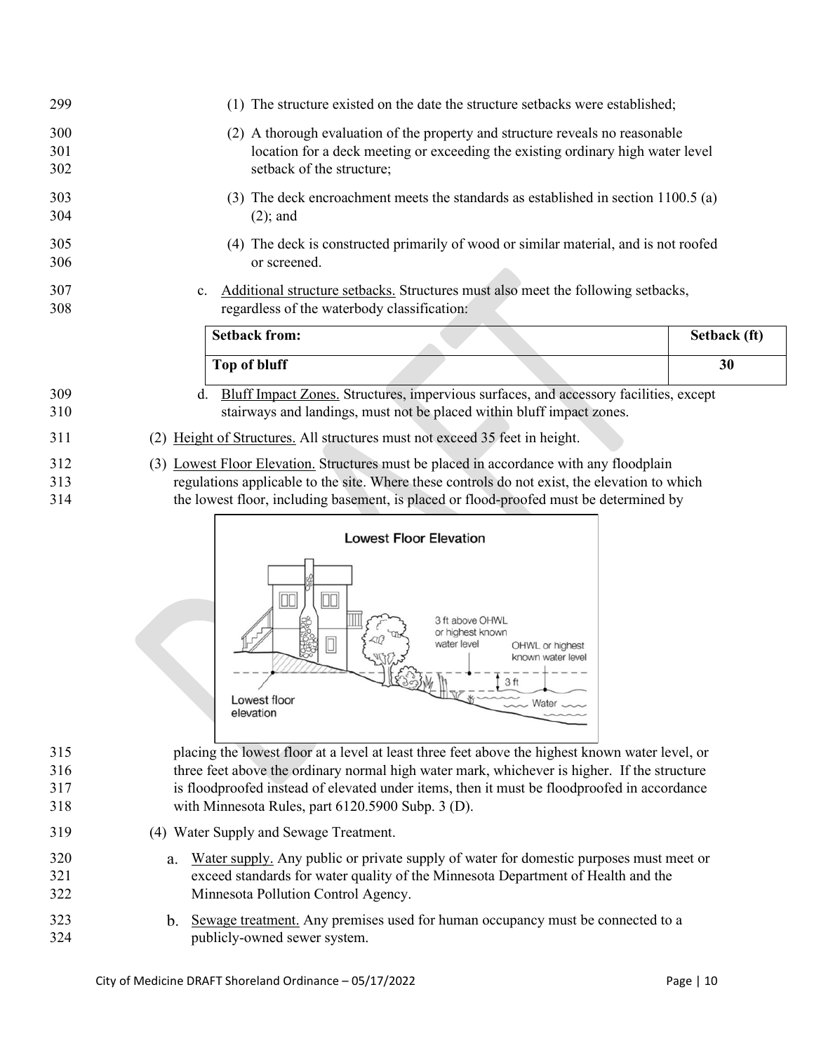(1) The structure existed on the date the structure setbacks were established;

(2) A thorough evaluation of the property and structure reveals no reasonable location for a deck meeting or exceeding the existing ordinary high water level setback of the structure;

(3) The deck encroachment meets the standards as established in section 1100.5 (a) (2); and

(4) The deck is constructed primarily of wood or similar material, and is not roofed or screened.

c. Additional structure setbacks. Structures must also meet the following setbacks, regardless of the waterbody classification:

| Setback from: | Setback (ft) |
|---|---|
| Top of bluff | 30 |

d. Bluff Impact Zones. Structures, impervious surfaces, and accessory facilities, except stairways and landings, must not be placed within bluff impact zones.

(2) Height of Structures. All structures must not exceed 35 feet in height.

(3) Lowest Floor Elevation. Structures must be placed in accordance with any floodplain regulations applicable to the site. Where these controls do not exist, the elevation to which the lowest floor, including basement, is placed or flood-proofed must be determined by placing the lowest floor at a level at least three feet above the highest known water level, or three feet above the ordinary normal high water mark, whichever is higher. If the structure is floodproofed instead of elevated under items, then it must be floodproofed in accordance with Minnesota Rules, part 6120.5900 Subp. 3 (D).

(4) Water Supply and Sewage Treatment.

a. Water supply. Any public or private supply of water for domestic purposes must meet or exceed standards for water quality of the Minnesota Department of Health and the Minnesota Pollution Control Agency.

b. Sewage treatment. Any premises used for human occupancy must be connected to a publicly-owned sewer system.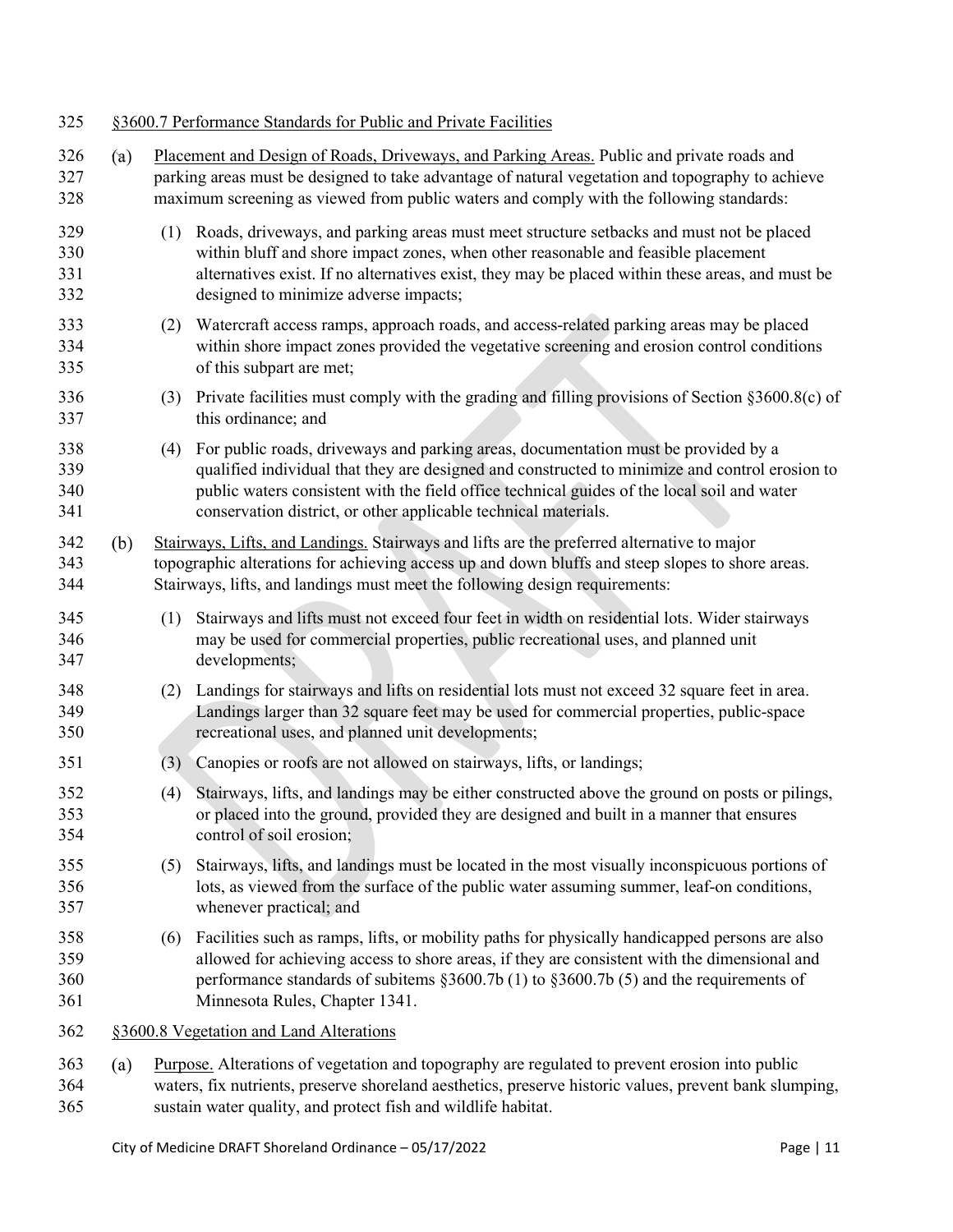## §3600.7 Performance Standards for Public and Private Facilities

(a) Placement and Design of Roads, Driveways, and Parking Areas. Public and private roads and parking areas must be designed to take advantage of natural vegetation and topography to achieve maximum screening as viewed from public waters and comply with the following standards:

(1) Roads, driveways, and parking areas must meet structure setbacks and must not be placed within bluff and shore impact zones, when other reasonable and feasible placement alternatives exist. If no alternatives exist, they may be placed within these areas, and must be designed to minimize adverse impacts;

(2) Watercraft access ramps, approach roads, and access-related parking areas may be placed within shore impact zones provided the vegetative screening and erosion control conditions of this subpart are met;

(3) Private facilities must comply with the grading and filling provisions of Section §3600.8(c) of this ordinance; and

(4) For public roads, driveways and parking areas, documentation must be provided by a qualified individual that they are designed and constructed to minimize and control erosion to public waters consistent with the field office technical guides of the local soil and water conservation district, or other applicable technical materials.

(b) Stairways, Lifts, and Landings. Stairways and lifts are the preferred alternative to major topographic alterations for achieving access up and down bluffs and steep slopes to shore areas. Stairways, lifts, and landings must meet the following design requirements:

(1) Stairways and lifts must not exceed four feet in width on residential lots. Wider stairways may be used for commercial properties, public recreational uses, and planned unit developments;

(2) Landings for stairways and lifts on residential lots must not exceed 32 square feet in area. Landings larger than 32 square feet may be used for commercial properties, public-space recreational uses, and planned unit developments;

(3) Canopies or roofs are not allowed on stairways, lifts, or landings;

(4) Stairways, lifts, and landings may be either constructed above the ground on posts or pilings, or placed into the ground, provided they are designed and built in a manner that ensures control of soil erosion;

(5) Stairways, lifts, and landings must be located in the most visually inconspicuous portions of lots, as viewed from the surface of the public water assuming summer, leaf-on conditions, whenever practical; and

(6) Facilities such as ramps, lifts, or mobility paths for physically handicapped persons are also allowed for achieving access to shore areas, if they are consistent with the dimensional and performance standards of subitems §3600.7b (1) to §3600.7b (5) and the requirements of Minnesota Rules, Chapter 1341.

## §3600.8 Vegetation and Land Alterations

(a) Purpose. Alterations of vegetation and topography are regulated to prevent erosion into public waters, fix nutrients, preserve shoreland aesthetics, preserve historic values, prevent bank slumping, sustain water quality, and protect fish and wildlife habitat.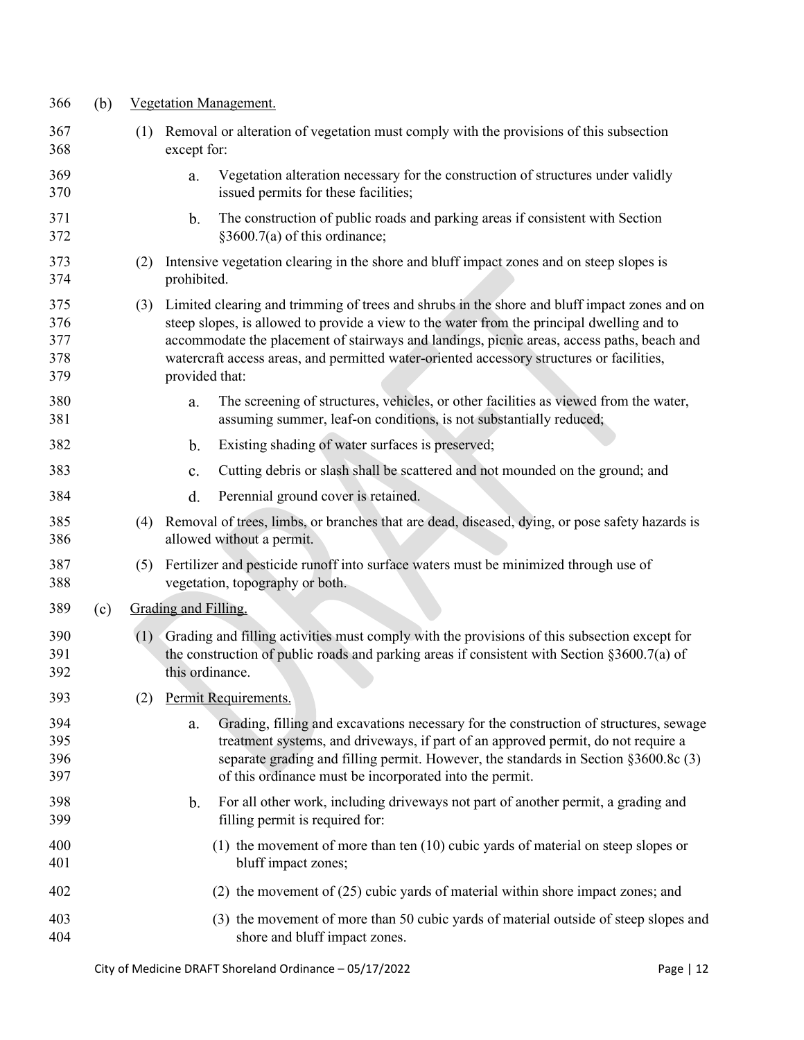(b) Vegetation Management.

(1) Removal or alteration of vegetation must comply with the provisions of this subsection except for:

a. Vegetation alteration necessary for the construction of structures under validly issued permits for these facilities;

b. The construction of public roads and parking areas if consistent with Section §3600.7(a) of this ordinance;

(2) Intensive vegetation clearing in the shore and bluff impact zones and on steep slopes is prohibited.

(3) Limited clearing and trimming of trees and shrubs in the shore and bluff impact zones and on steep slopes, is allowed to provide a view to the water from the principal dwelling and to accommodate the placement of stairways and landings, picnic areas, access paths, beach and watercraft access areas, and permitted water-oriented accessory structures or facilities, provided that:

a. The screening of structures, vehicles, or other facilities as viewed from the water, assuming summer, leaf-on conditions, is not substantially reduced;

b. Existing shading of water surfaces is preserved;

c. Cutting debris or slash shall be scattered and not mounded on the ground; and

d. Perennial ground cover is retained.

(4) Removal of trees, limbs, or branches that are dead, diseased, dying, or pose safety hazards is allowed without a permit.

(5) Fertilizer and pesticide runoff into surface waters must be minimized through use of vegetation, topography or both.

(c) Grading and Filling.

(1) Grading and filling activities must comply with the provisions of this subsection except for the construction of public roads and parking areas if consistent with Section §3600.7(a) of this ordinance.

(2) Permit Requirements.

a. Grading, filling and excavations necessary for the construction of structures, sewage treatment systems, and driveways, if part of an approved permit, do not require a separate grading and filling permit. However, the standards in Section §3600.8c (3) of this ordinance must be incorporated into the permit.

b. For all other work, including driveways not part of another permit, a grading and filling permit is required for:

(1) the movement of more than ten (10) cubic yards of material on steep slopes or bluff impact zones;

(2) the movement of (25) cubic yards of material within shore impact zones; and

(3) the movement of more than 50 cubic yards of material outside of steep slopes and shore and bluff impact zones.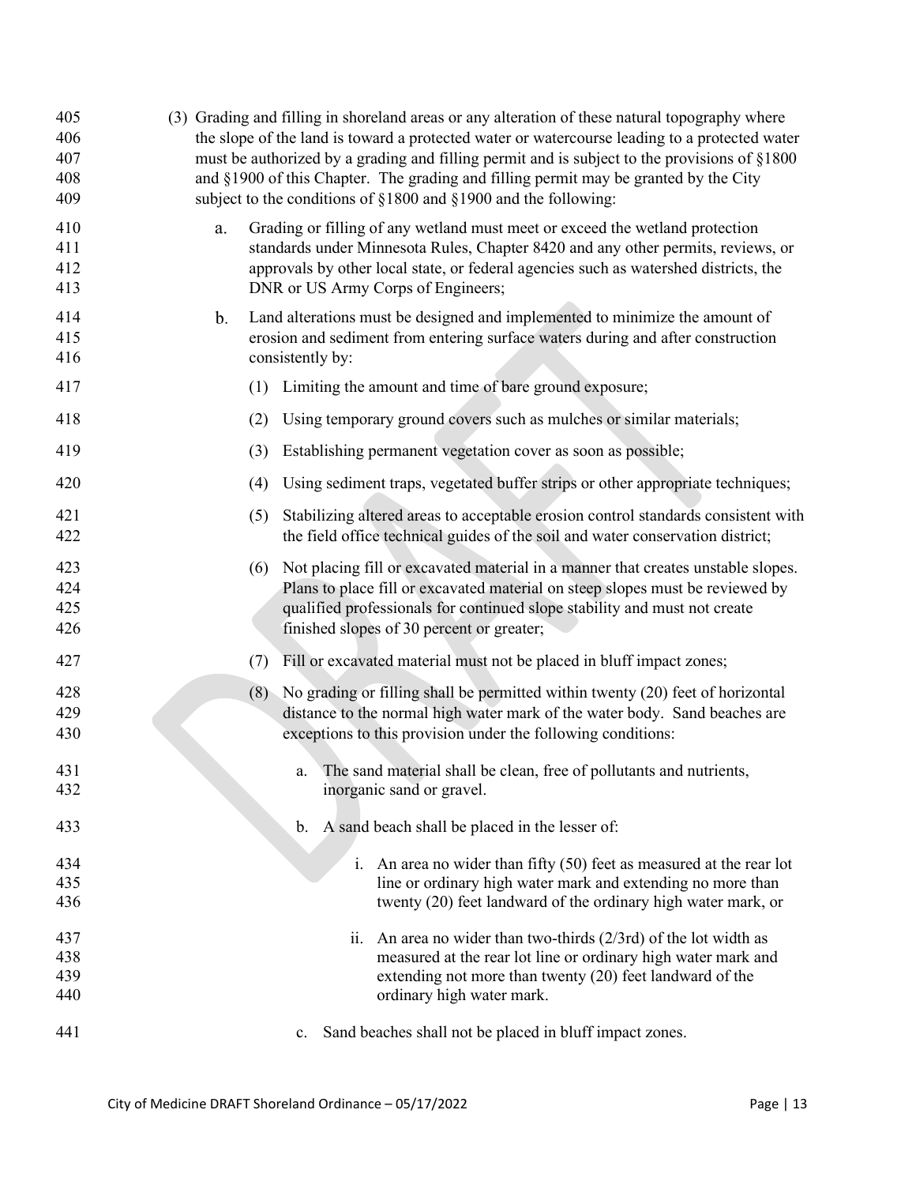(3) Grading and filling in shoreland areas or any alteration of these natural topography where the slope of the land is toward a protected water or watercourse leading to a protected water must be authorized by a grading and filling permit and is subject to the provisions of §1800 and §1900 of this Chapter. The grading and filling permit may be granted by the City subject to the conditions of §1800 and §1900 and the following:

   a. Grading or filling of any wetland must meet or exceed the wetland protection standards under Minnesota Rules, Chapter 8420 and any other permits, reviews, or approvals by other local state, or federal agencies such as watershed districts, the DNR or US Army Corps of Engineers;

   b. Land alterations must be designed and implemented to minimize the amount of erosion and sediment from entering surface waters during and after construction consistently by:

      (1) Limiting the amount and time of bare ground exposure;

      (2) Using temporary ground covers such as mulches or similar materials;

      (3) Establishing permanent vegetation cover as soon as possible;

      (4) Using sediment traps, vegetated buffer strips or other appropriate techniques;

      (5) Stabilizing altered areas to acceptable erosion control standards consistent with the field office technical guides of the soil and water conservation district;

      (6) Not placing fill or excavated material in a manner that creates unstable slopes. Plans to place fill or excavated material on steep slopes must be reviewed by qualified professionals for continued slope stability and must not create finished slopes of 30 percent or greater;

      (7) Fill or excavated material must not be placed in bluff impact zones;

      (8) No grading or filling shall be permitted within twenty (20) feet of horizontal distance to the normal high water mark of the water body. Sand beaches are exceptions to this provision under the following conditions:

         a. The sand material shall be clean, free of pollutants and nutrients, inorganic sand or gravel.

         b. A sand beach shall be placed in the lesser of:

            i. An area no wider than fifty (50) feet as measured at the rear lot line or ordinary high water mark and extending no more than twenty (20) feet landward of the ordinary high water mark, or

            ii. An area no wider than two-thirds (2/3rd) of the lot width as measured at the rear lot line or ordinary high water mark and extending not more than twenty (20) feet landward of the ordinary high water mark.

         c. Sand beaches shall not be placed in bluff impact zones.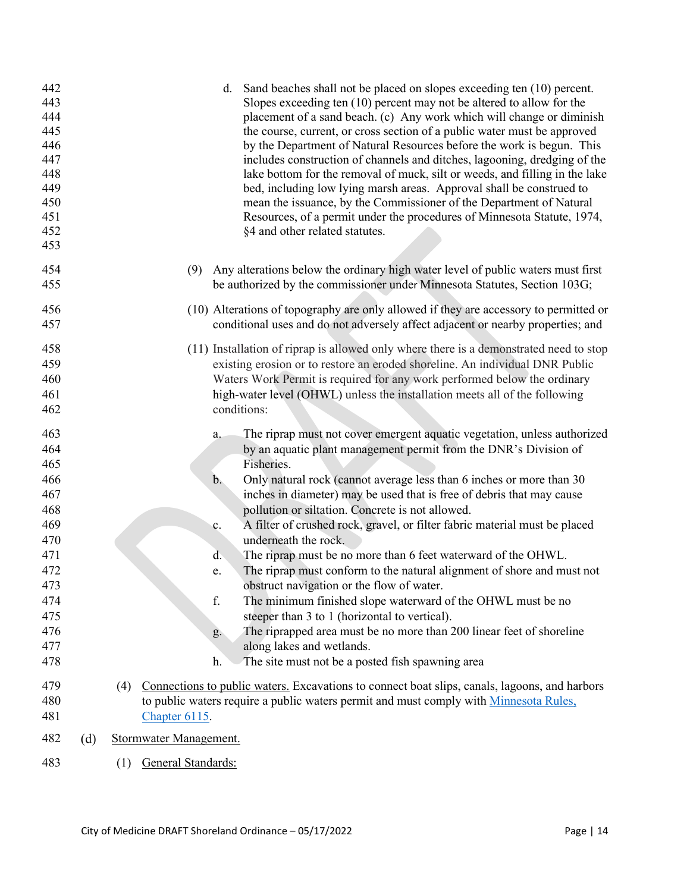d. Sand beaches shall not be placed on slopes exceeding ten (10) percent. Slopes exceeding ten (10) percent may not be altered to allow for the placement of a sand beach. (c) Any work which will change or diminish the course, current, or cross section of a public water must be approved by the Department of Natural Resources before the work is begun. This includes construction of channels and ditches, lagooning, dredging of the lake bottom for the removal of muck, silt or weeds, and filling in the lake bed, including low lying marsh areas. Approval shall be construed to mean the issuance, by the Commissioner of the Department of Natural Resources, of a permit under the procedures of Minnesota Statute, 1974, §4 and other related statutes.

(9) Any alterations below the ordinary high water level of public waters must first be authorized by the commissioner under Minnesota Statutes, Section 103G;

(10) Alterations of topography are only allowed if they are accessory to permitted or conditional uses and do not adversely affect adjacent or nearby properties; and

(11) Installation of riprap is allowed only where there is a demonstrated need to stop existing erosion or to restore an eroded shoreline. An individual DNR Public Waters Work Permit is required for any work performed below the ordinary high-water level (OHWL) unless the installation meets all of the following conditions:

a. The riprap must not cover emergent aquatic vegetation, unless authorized by an aquatic plant management permit from the DNR's Division of Fisheries.
b. Only natural rock (cannot average less than 6 inches or more than 30 inches in diameter) may be used that is free of debris that may cause pollution or siltation. Concrete is not allowed.
c. A filter of crushed rock, gravel, or filter fabric material must be placed underneath the rock.
d. The riprap must be no more than 6 feet waterward of the OHWL.
e. The riprap must conform to the natural alignment of shore and must not obstruct navigation or the flow of water.
f. The minimum finished slope waterward of the OHWL must be no steeper than 3 to 1 (horizontal to vertical).
g. The riprapped area must be no more than 200 linear feet of shoreline along lakes and wetlands.
h. The site must not be a posted fish spawning area

(4) Connections to public waters. Excavations to connect boat slips, canals, lagoons, and harbors to public waters require a public waters permit and must comply with [Minnesota Rules, Chapter 6115](Minnesota Rules, Chapter 6115).

(d) Stormwater Management.

(1) General Standards: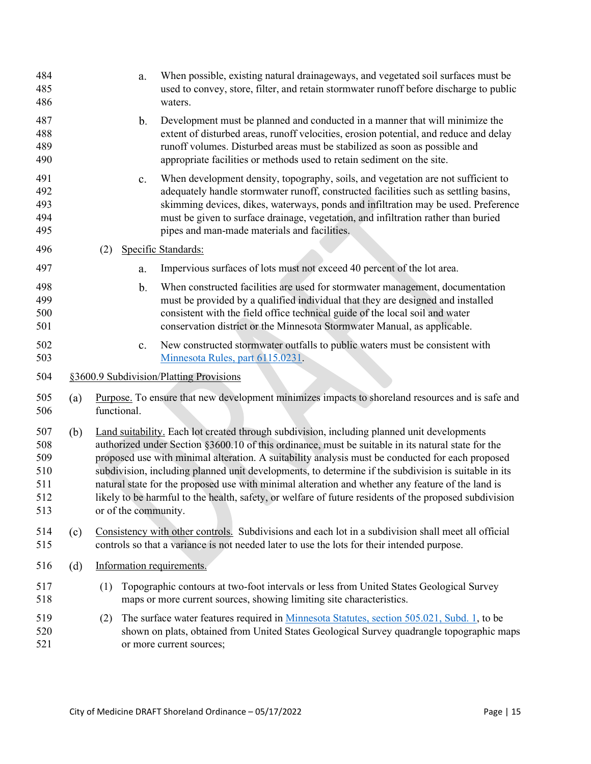a. When possible, existing natural drainageways, and vegetated soil surfaces must be used to convey, store, filter, and retain stormwater runoff before discharge to public waters.

b. Development must be planned and conducted in a manner that will minimize the extent of disturbed areas, runoff velocities, erosion potential, and reduce and delay runoff volumes. Disturbed areas must be stabilized as soon as possible and appropriate facilities or methods used to retain sediment on the site.

c. When development density, topography, soils, and vegetation are not sufficient to adequately handle stormwater runoff, constructed facilities such as settling basins, skimming devices, dikes, waterways, ponds and infiltration may be used. Preference must be given to surface drainage, vegetation, and infiltration rather than buried pipes and man-made materials and facilities.

(2) Specific Standards:

a. Impervious surfaces of lots must not exceed 40 percent of the lot area.

b. When constructed facilities are used for stormwater management, documentation must be provided by a qualified individual that they are designed and installed consistent with the field office technical guide of the local soil and water conservation district or the Minnesota Stormwater Manual, as applicable.

c. New constructed stormwater outfalls to public waters must be consistent with Minnesota Rules, part 6115.0231.

## §3600.9 Subdivision/Platting Provisions

(a) Purpose. To ensure that new development minimizes impacts to shoreland resources and is safe and functional.

(b) Land suitability. Each lot created through subdivision, including planned unit developments authorized under Section §3600.10 of this ordinance, must be suitable in its natural state for the proposed use with minimal alteration. A suitability analysis must be conducted for each proposed subdivision, including planned unit developments, to determine if the subdivision is suitable in its natural state for the proposed use with minimal alteration and whether any feature of the land is likely to be harmful to the health, safety, or welfare of future residents of the proposed subdivision or of the community.

(c) Consistency with other controls. Subdivisions and each lot in a subdivision shall meet all official controls so that a variance is not needed later to use the lots for their intended purpose.

(d) Information requirements.

(1) Topographic contours at two-foot intervals or less from United States Geological Survey maps or more current sources, showing limiting site characteristics.

(2) The surface water features required in Minnesota Statutes, section 505.021, Subd. 1, to be shown on plats, obtained from United States Geological Survey quadrangle topographic maps or more current sources;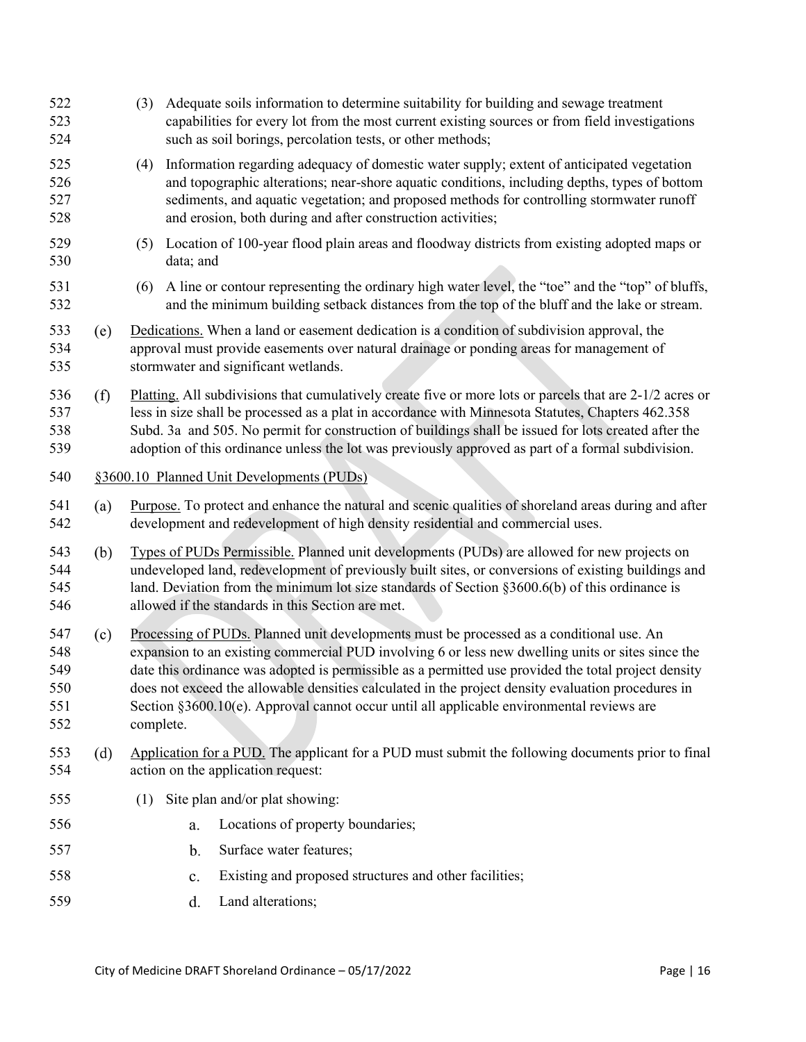(3) Adequate soils information to determine suitability for building and sewage treatment capabilities for every lot from the most current existing sources or from field investigations such as soil borings, percolation tests, or other methods;

(4) Information regarding adequacy of domestic water supply; extent of anticipated vegetation and topographic alterations; near-shore aquatic conditions, including depths, types of bottom sediments, and aquatic vegetation; and proposed methods for controlling stormwater runoff and erosion, both during and after construction activities;

(5) Location of 100-year flood plain areas and floodway districts from existing adopted maps or data; and

(6) A line or contour representing the ordinary high water level, the "toe" and the "top" of bluffs, and the minimum building setback distances from the top of the bluff and the lake or stream.

(e) Dedications. When a land or easement dedication is a condition of subdivision approval, the approval must provide easements over natural drainage or ponding areas for management of stormwater and significant wetlands.

(f) Platting. All subdivisions that cumulatively create five or more lots or parcels that are 2-1/2 acres or less in size shall be processed as a plat in accordance with Minnesota Statutes, Chapters 462.358 Subd. 3a and 505. No permit for construction of buildings shall be issued for lots created after the adoption of this ordinance unless the lot was previously approved as part of a formal subdivision.

## §3600.10 Planned Unit Developments (PUDs)

(a) Purpose. To protect and enhance the natural and scenic qualities of shoreland areas during and after development and redevelopment of high density residential and commercial uses.

(b) Types of PUDs Permissible. Planned unit developments (PUDs) are allowed for new projects on undeveloped land, redevelopment of previously built sites, or conversions of existing buildings and land. Deviation from the minimum lot size standards of Section §3600.6(b) of this ordinance is allowed if the standards in this Section are met.

(c) Processing of PUDs. Planned unit developments must be processed as a conditional use. An expansion to an existing commercial PUD involving 6 or less new dwelling units or sites since the date this ordinance was adopted is permissible as a permitted use provided the total project density does not exceed the allowable densities calculated in the project density evaluation procedures in Section §3600.10(e). Approval cannot occur until all applicable environmental reviews are complete.

(d) Application for a PUD. The applicant for a PUD must submit the following documents prior to final action on the application request:

(1) Site plan and/or plat showing:

a. Locations of property boundaries;

b. Surface water features;

c. Existing and proposed structures and other facilities;

d. Land alterations;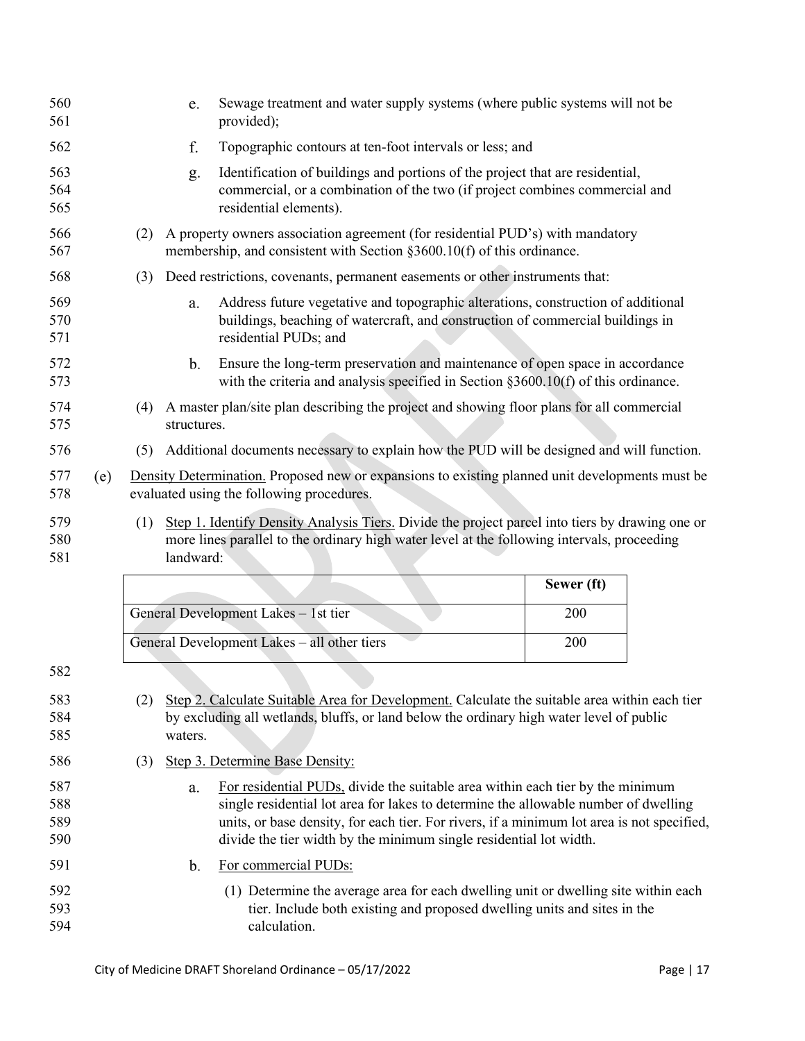e. Sewage treatment and water supply systems (where public systems will not be provided);

f. Topographic contours at ten-foot intervals or less; and

g. Identification of buildings and portions of the project that are residential, commercial, or a combination of the two (if project combines commercial and residential elements).

(2) A property owners association agreement (for residential PUD's) with mandatory membership, and consistent with Section §3600.10(f) of this ordinance.

(3) Deed restrictions, covenants, permanent easements or other instruments that:

a. Address future vegetative and topographic alterations, construction of additional buildings, beaching of watercraft, and construction of commercial buildings in residential PUDs; and

b. Ensure the long-term preservation and maintenance of open space in accordance with the criteria and analysis specified in Section §3600.10(f) of this ordinance.

(4) A master plan/site plan describing the project and showing floor plans for all commercial structures.

(5) Additional documents necessary to explain how the PUD will be designed and will function.

(e) <u>Density Determination.</u> Proposed new or expansions to existing planned unit developments must be evaluated using the following procedures.

(1) <u>Step 1. Identify Density Analysis Tiers.</u> Divide the project parcel into tiers by drawing one or more lines parallel to the ordinary high water level at the following intervals, proceeding landward:

| | **Sewer (ft)** |
|---|---|
| General Development Lakes – 1st tier | 200 |
| General Development Lakes – all other tiers | 200 |

(2) <u>Step 2. Calculate Suitable Area for Development.</u> Calculate the suitable area within each tier by excluding all wetlands, bluffs, or land below the ordinary high water level of public waters.

(3) <u>Step 3. Determine Base Density:</u>

a. <u>For residential PUDs,</u> divide the suitable area within each tier by the minimum single residential lot area for lakes to determine the allowable number of dwelling units, or base density, for each tier. For rivers, if a minimum lot area is not specified, divide the tier width by the minimum single residential lot width.

b. <u>For commercial PUDs:</u>

(1) Determine the average area for each dwelling unit or dwelling site within each tier. Include both existing and proposed dwelling units and sites in the calculation.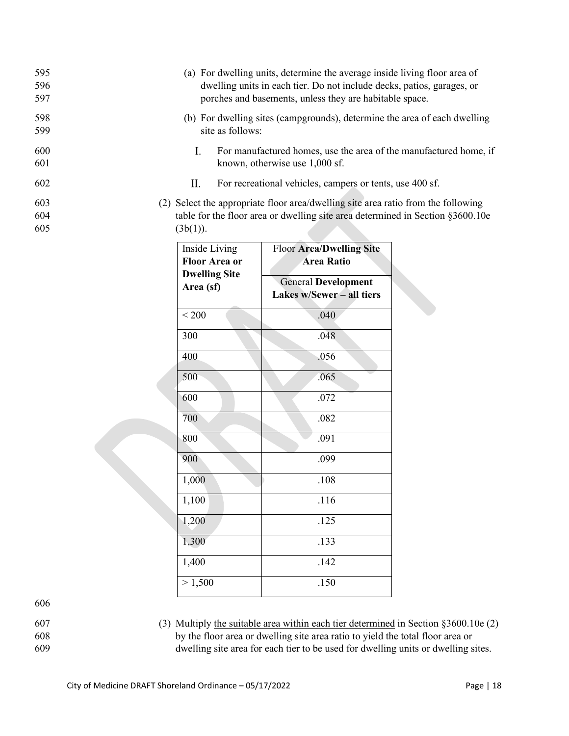(a) For dwelling units, determine the average inside living floor area of dwelling units in each tier. Do not include decks, patios, garages, or porches and basements, unless they are habitable space.

(b) For dwelling sites (campgrounds), determine the area of each dwelling site as follows:

I. For manufactured homes, use the area of the manufactured home, if known, otherwise use 1,000 sf.

II. For recreational vehicles, campers or tents, use 400 sf.

(2) Select the appropriate floor area/dwelling site area ratio from the following table for the floor area or dwelling site area determined in Section §3600.10e (3b(1)).

| Inside Living **Floor Area or Dwelling Site Area (sf)** | Floor **Area/Dwelling Site Area Ratio** |
|---|---|
| | General **Development Lakes w/Sewer – all tiers** |
| < 200 | .040 |
| 300 | .048 |
| 400 | .056 |
| 500 | .065 |
| 600 | .072 |
| 700 | .082 |
| 800 | .091 |
| 900 | .099 |
| 1,000 | .108 |
| 1,100 | .116 |
| 1,200 | .125 |
| 1,300 | .133 |
| 1,400 | .142 |
| > 1,500 | .150 |

(3) Multiply <u>the suitable area within each tier determined</u> in Section §3600.10e (2) by the floor area or dwelling site area ratio to yield the total floor area or dwelling site area for each tier to be used for dwelling units or dwelling sites.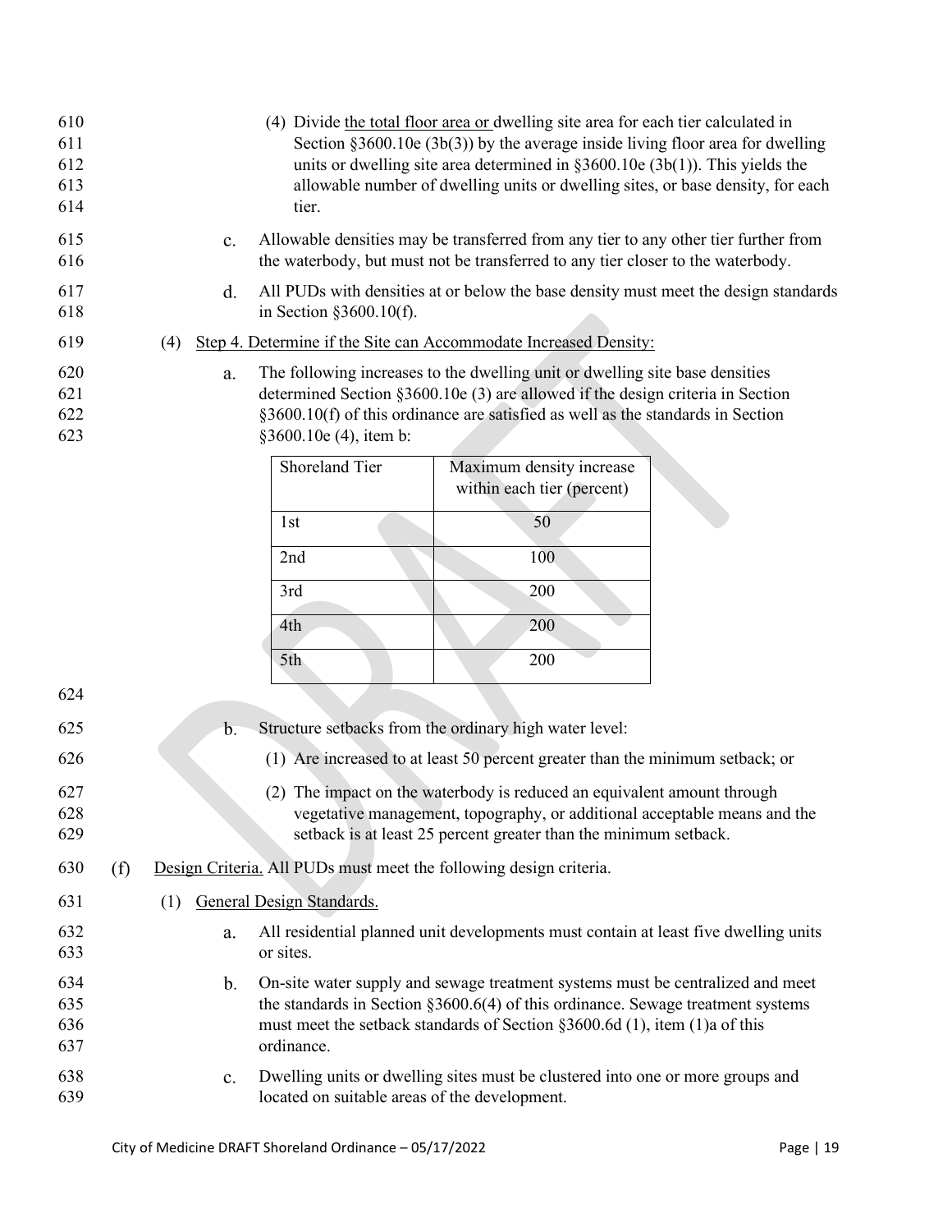(4) Divide the total floor area or dwelling site area for each tier calculated in Section §3600.10e (3b(3)) by the average inside living floor area for dwelling units or dwelling site area determined in §3600.10e (3b(1)). This yields the allowable number of dwelling units or dwelling sites, or base density, for each tier.

c. Allowable densities may be transferred from any tier to any other tier further from the waterbody, but must not be transferred to any tier closer to the waterbody.

d. All PUDs with densities at or below the base density must meet the design standards in Section §3600.10(f).

(4) Step 4. Determine if the Site can Accommodate Increased Density:

a. The following increases to the dwelling unit or dwelling site base densities determined Section §3600.10e (3) are allowed if the design criteria in Section §3600.10(f) of this ordinance are satisfied as well as the standards in Section §3600.10e (4), item b:

| Shoreland Tier | Maximum density increase within each tier (percent) |
|---|---|
| 1st | 50 |
| 2nd | 100 |
| 3rd | 200 |
| 4th | 200 |
| 5th | 200 |

b. Structure setbacks from the ordinary high water level:

(1) Are increased to at least 50 percent greater than the minimum setback; or

(2) The impact on the waterbody is reduced an equivalent amount through vegetative management, topography, or additional acceptable means and the setback is at least 25 percent greater than the minimum setback.

(f) Design Criteria. All PUDs must meet the following design criteria.

(1) General Design Standards.

a. All residential planned unit developments must contain at least five dwelling units or sites.

b. On-site water supply and sewage treatment systems must be centralized and meet the standards in Section §3600.6(4) of this ordinance. Sewage treatment systems must meet the setback standards of Section §3600.6d (1), item (1)a of this ordinance.

c. Dwelling units or dwelling sites must be clustered into one or more groups and located on suitable areas of the development.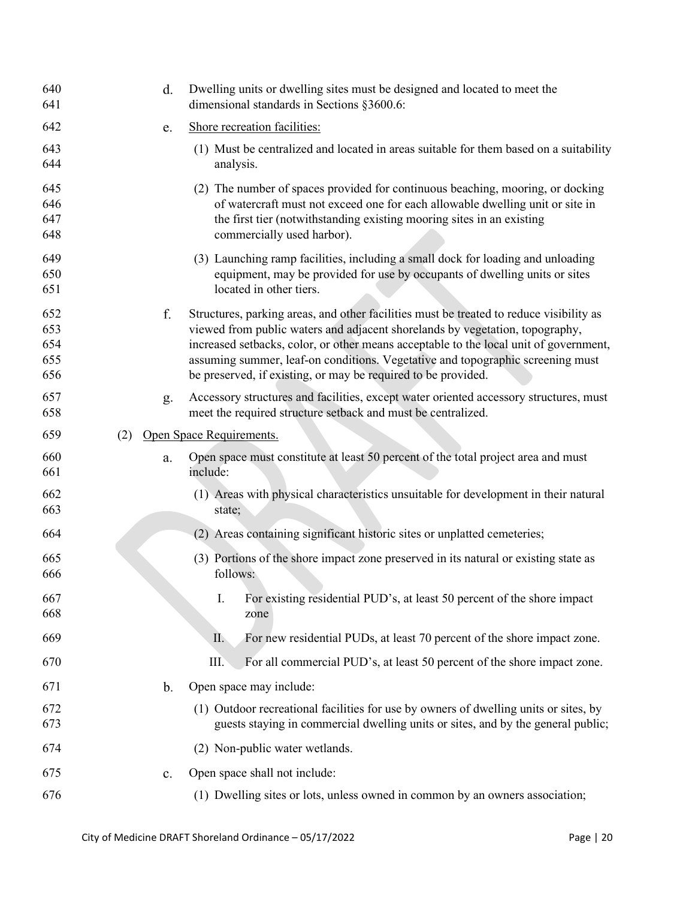d. Dwelling units or dwelling sites must be designed and located to meet the dimensional standards in Sections §3600.6:

e. Shore recreation facilities:

   (1) Must be centralized and located in areas suitable for them based on a suitability analysis.

   (2) The number of spaces provided for continuous beaching, mooring, or docking of watercraft must not exceed one for each allowable dwelling unit or site in the first tier (notwithstanding existing mooring sites in an existing commercially used harbor).

   (3) Launching ramp facilities, including a small dock for loading and unloading equipment, may be provided for use by occupants of dwelling units or sites located in other tiers.

f. Structures, parking areas, and other facilities must be treated to reduce visibility as viewed from public waters and adjacent shorelands by vegetation, topography, increased setbacks, color, or other means acceptable to the local unit of government, assuming summer, leaf-on conditions. Vegetative and topographic screening must be preserved, if existing, or may be required to be provided.

g. Accessory structures and facilities, except water oriented accessory structures, must meet the required structure setback and must be centralized.

(2) Open Space Requirements.

a. Open space must constitute at least 50 percent of the total project area and must include:

   (1) Areas with physical characteristics unsuitable for development in their natural state;

   (2) Areas containing significant historic sites or unplatted cemeteries;

   (3) Portions of the shore impact zone preserved in its natural or existing state as follows:

      I. For existing residential PUD's, at least 50 percent of the shore impact zone

      II. For new residential PUDs, at least 70 percent of the shore impact zone.

      III. For all commercial PUD's, at least 50 percent of the shore impact zone.

b. Open space may include:

   (1) Outdoor recreational facilities for use by owners of dwelling units or sites, by guests staying in commercial dwelling units or sites, and by the general public;

   (2) Non-public water wetlands.

c. Open space shall not include:

   (1) Dwelling sites or lots, unless owned in common by an owners association;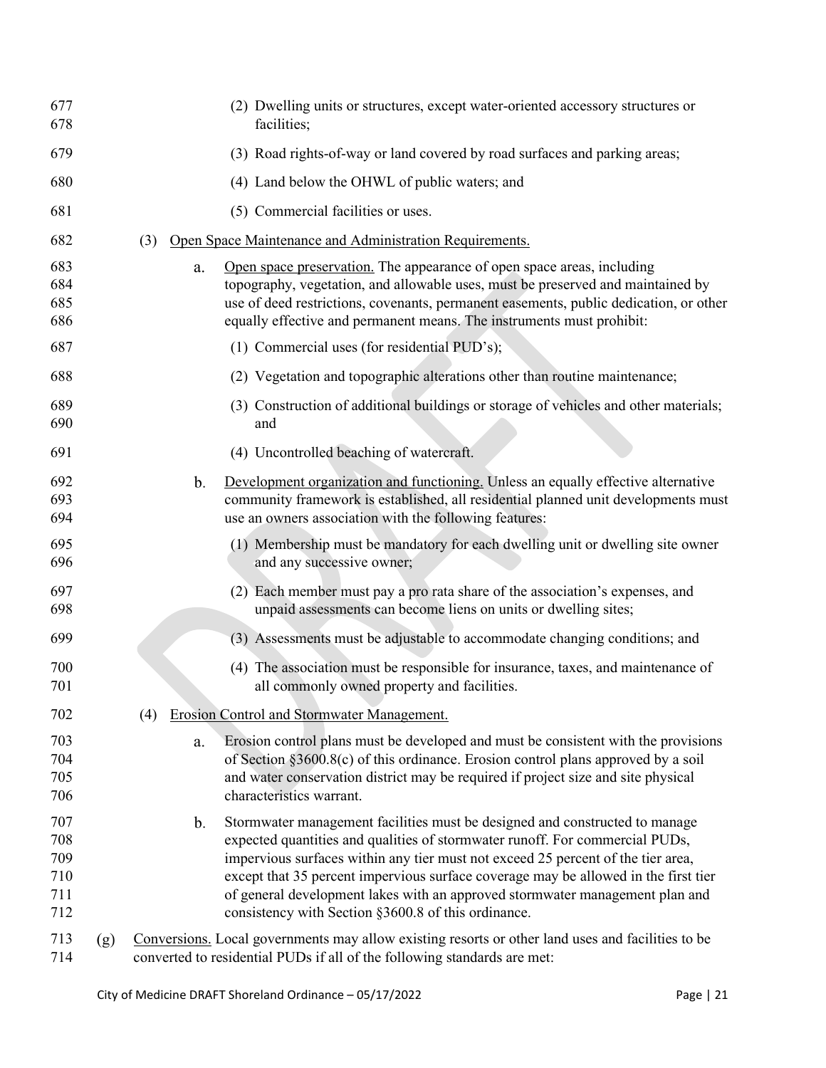(2) Dwelling units or structures, except water-oriented accessory structures or facilities;

(3) Road rights-of-way or land covered by road surfaces and parking areas;

(4) Land below the OHWL of public waters; and

(5) Commercial facilities or uses.

(3) Open Space Maintenance and Administration Requirements.

a. Open space preservation. The appearance of open space areas, including topography, vegetation, and allowable uses, must be preserved and maintained by use of deed restrictions, covenants, permanent easements, public dedication, or other equally effective and permanent means. The instruments must prohibit:

(1) Commercial uses (for residential PUD's);

(2) Vegetation and topographic alterations other than routine maintenance;

(3) Construction of additional buildings or storage of vehicles and other materials; and

(4) Uncontrolled beaching of watercraft.

b. Development organization and functioning. Unless an equally effective alternative community framework is established, all residential planned unit developments must use an owners association with the following features:

(1) Membership must be mandatory for each dwelling unit or dwelling site owner and any successive owner;

(2) Each member must pay a pro rata share of the association's expenses, and unpaid assessments can become liens on units or dwelling sites;

(3) Assessments must be adjustable to accommodate changing conditions; and

(4) The association must be responsible for insurance, taxes, and maintenance of all commonly owned property and facilities.

(4) Erosion Control and Stormwater Management.

a. Erosion control plans must be developed and must be consistent with the provisions of Section §3600.8(c) of this ordinance. Erosion control plans approved by a soil and water conservation district may be required if project size and site physical characteristics warrant.

b. Stormwater management facilities must be designed and constructed to manage expected quantities and qualities of stormwater runoff. For commercial PUDs, impervious surfaces within any tier must not exceed 25 percent of the tier area, except that 35 percent impervious surface coverage may be allowed in the first tier of general development lakes with an approved stormwater management plan and consistency with Section §3600.8 of this ordinance.

(g) Conversions. Local governments may allow existing resorts or other land uses and facilities to be converted to residential PUDs if all of the following standards are met: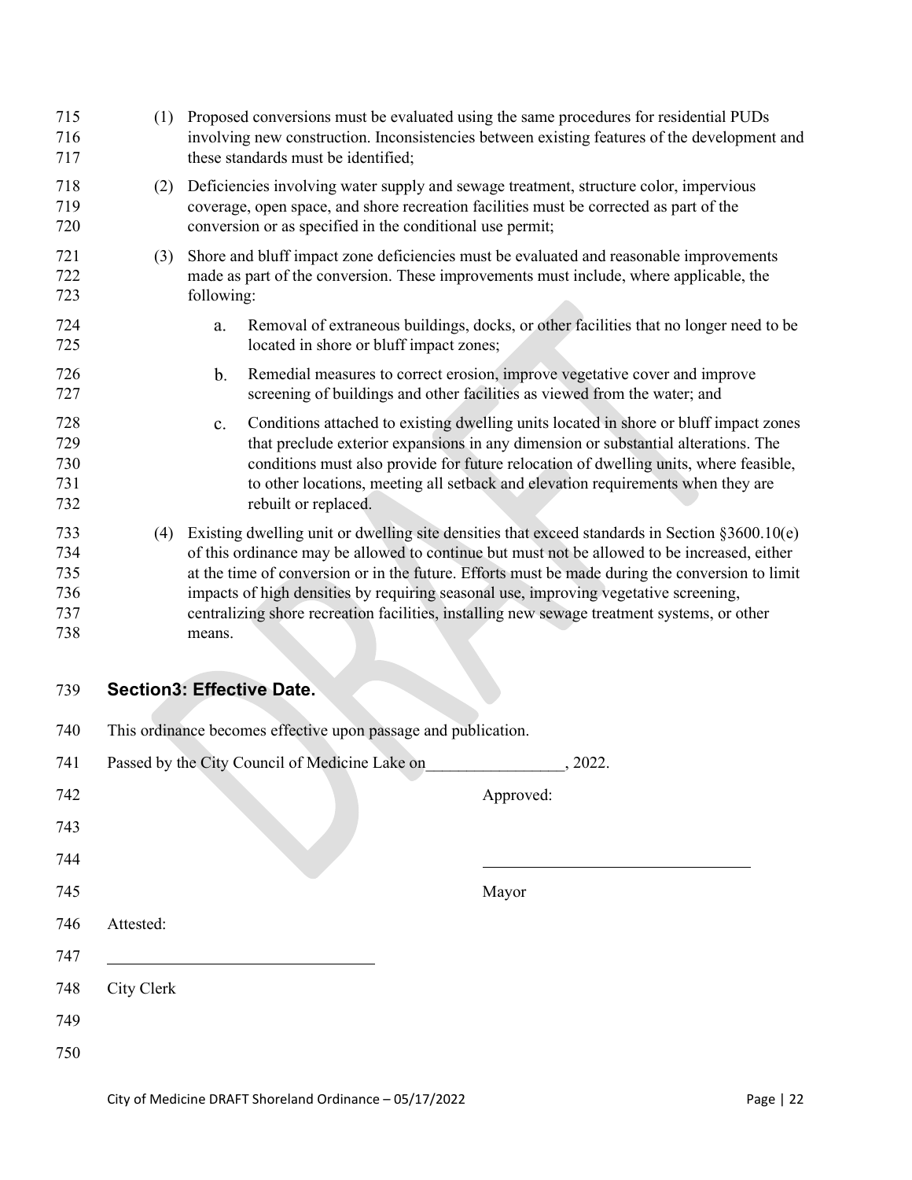(1) Proposed conversions must be evaluated using the same procedures for residential PUDs involving new construction. Inconsistencies between existing features of the development and these standards must be identified;

(2) Deficiencies involving water supply and sewage treatment, structure color, impervious coverage, open space, and shore recreation facilities must be corrected as part of the conversion or as specified in the conditional use permit;

(3) Shore and bluff impact zone deficiencies must be evaluated and reasonable improvements made as part of the conversion. These improvements must include, where applicable, the following:

   a. Removal of extraneous buildings, docks, or other facilities that no longer need to be located in shore or bluff impact zones;

   b. Remedial measures to correct erosion, improve vegetative cover and improve screening of buildings and other facilities as viewed from the water; and

   c. Conditions attached to existing dwelling units located in shore or bluff impact zones that preclude exterior expansions in any dimension or substantial alterations. The conditions must also provide for future relocation of dwelling units, where feasible, to other locations, meeting all setback and elevation requirements when they are rebuilt or replaced.

(4) Existing dwelling unit or dwelling site densities that exceed standards in Section §3600.10(e) of this ordinance may be allowed to continue but must not be allowed to be increased, either at the time of conversion or in the future. Efforts must be made during the conversion to limit impacts of high densities by requiring seasonal use, improving vegetative screening, centralizing shore recreation facilities, installing new sewage treatment systems, or other means.

## Section3: Effective Date.

This ordinance becomes effective upon passage and publication.

Passed by the City Council of Medicine Lake on_________________, 2022.

Approved:

_________________________________

Mayor

Attested:

_________________________________

City Clerk